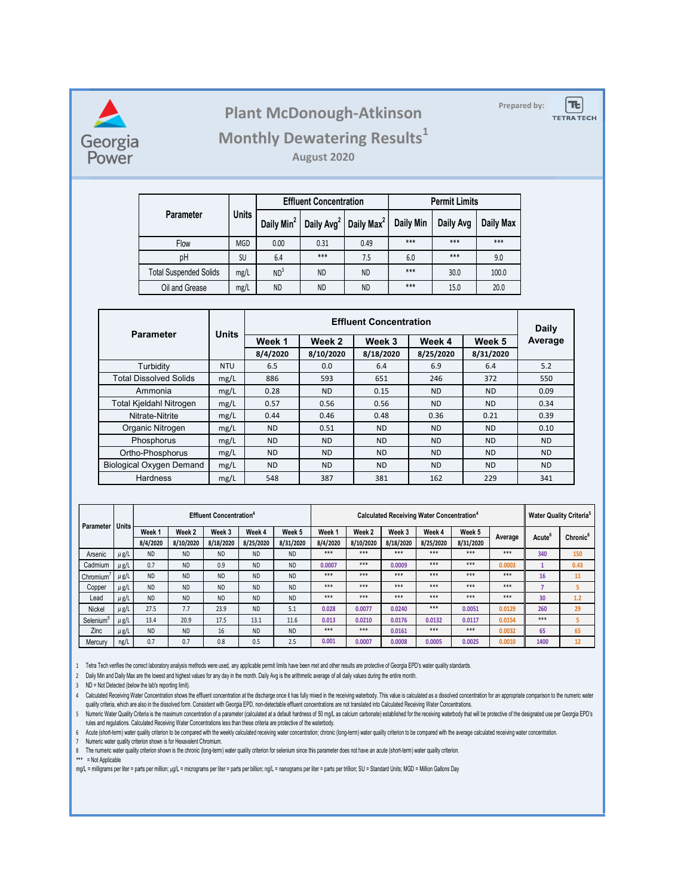Georgia Power

# Plant McDonough-Atkinson

## Monthly Dewatering Results[1]

### August 2020

Prepared by: TETRA TECH

| Parameter | Units | Effluent Concentration | | | Permit Limits | | |
|---|---|---|---|---|---|---|---|
| | | Daily Min[2] | Daily Avg[2] | Daily Max[2] | Daily Min | Daily Avg | Daily Max |
| Flow | MGD | 0.00 | 0.31 | 0.49 | *** | *** | *** |
| pH | SU | 6.4 | *** | 7.5 | 6.0 | *** | 9.0 |
| Total Suspended Solids | mg/L | ND[3] | ND | ND | *** | 30.0 | 100.0 |
| Oil and Grease | mg/L | ND | ND | ND | *** | 15.0 | 20.0 |

| Parameter | Units | Effluent Concentration | | | | | Daily Average |
|---|---|---|---|---|---|---|---|
| | | Week 1 | Week 2 | Week 3 | Week 4 | Week 5 | |
| | | 8/4/2020 | 8/10/2020 | 8/18/2020 | 8/25/2020 | 8/31/2020 | |
| Turbidity | NTU | 6.5 | 0.0 | 6.4 | 6.9 | 6.4 | 5.2 |
| Total Dissolved Solids | mg/L | 886 | 593 | 651 | 246 | 372 | 550 |
| Ammonia | mg/L | 0.28 | ND | 0.15 | ND | ND | 0.09 |
| Total Kjeldahl Nitrogen | mg/L | 0.57 | 0.56 | 0.56 | ND | ND | 0.34 |
| Nitrate-Nitrite | mg/L | 0.44 | 0.46 | 0.48 | 0.36 | 0.21 | 0.39 |
| Organic Nitrogen | mg/L | ND | 0.51 | ND | ND | ND | 0.10 |
| Phosphorus | mg/L | ND | ND | ND | ND | ND | ND |
| Ortho-Phosphorus | mg/L | ND | ND | ND | ND | ND | ND |
| Biological Oxygen Demand | mg/L | ND | ND | ND | ND | ND | ND |
| Hardness | mg/L | 548 | 387 | 381 | 162 | 229 | 341 |

| Parameter | Units | Effluent Concentration[4] | | | | | Calculated Receiving Water Concentration[4] | | | | | | Water Quality Criteria[5] | |
|---|---|---|---|---|---|---|---|---|---|---|---|---|---|---|
| | | Week 1 | Week 2 | Week 3 | Week 4 | Week 5 | Week 1 | Week 2 | Week 3 | Week 4 | Week 5 | Average | Acute[6] | Chronic[6] |
| | | 8/4/2020 | 8/10/2020 | 8/18/2020 | 8/25/2020 | 8/31/2020 | 8/4/2020 | 8/10/2020 | 8/18/2020 | 8/25/2020 | 8/31/2020 | | | |
| Arsenic | µg/L | ND | ND | ND | ND | ND | *** | *** | *** | *** | *** | *** | 340 | 150 |
| Cadmium | µg/L | 0.7 | ND | 0.9 | ND | ND | 0.0007 | *** | 0.0009 | *** | *** | 0.0003 | 1 | 0.43 |
| Chromium[7] | µg/L | ND | ND | ND | ND | ND | *** | *** | *** | *** | *** | *** | 16 | 11 |
| Copper | µg/L | ND | ND | ND | ND | ND | *** | *** | *** | *** | *** | *** | 7 | 5 |
| Lead | µg/L | ND | ND | ND | ND | ND | *** | *** | *** | *** | *** | *** | 30 | 1.2 |
| Nickel | µg/L | 27.5 | 7.7 | 23.9 | ND | 5.1 | 0.028 | 0.0077 | 0.0240 | *** | 0.0051 | 0.0129 | 260 | 29 |
| Selenium[8] | µg/L | 13.4 | 20.9 | 17.5 | 13.1 | 11.6 | 0.013 | 0.0210 | 0.0176 | 0.0132 | 0.0117 | 0.0154 | *** | 5 |
| Zinc | µg/L | ND | ND | 16 | ND | ND | *** | *** | 0.0161 | *** | *** | 0.0032 | 65 | 65 |
| Mercury | ng/L | 0.7 | 0.7 | 0.8 | 0.5 | 2.5 | 0.001 | 0.0007 | 0.0008 | 0.0005 | 0.0025 | 0.0010 | 1400 | 12 |

1 Tetra Tech verifies the correct laboratory analysis methods were used, any applicable permit limits have been met and other results are protective of Georgia EPD's water quality standards.

2 Daily Min and Daily Max are the lowest and highest values for any day in the month. Daily Avg is the arithmetic average of all daily values during the entire month.

3 ND = Not Detected (below the lab's reporting limit).

4 Calculated Receiving Water Concentration shows the effluent concentration at the discharge once it has fully mixed in the receiving waterbody. This value is calculated as a dissolved concentration for an appropriate comparison to the numeric water quality criteria, which are also in the dissolved form. Consistent with Georgia EPD, non-detectable effluent concentrations are not translated into Calculated Receiving Water Concentrations.

5 Numeric Water Quality Criteria is the maximum concentration of a parameter (calculated at a default hardness of 50 mg/L as calcium carbonate) established for the receiving waterbody that will be protective of the designated use per Georgia EPD's rules and regulations. Calculated Receiving Water Concentrations less than these criteria are protective of the waterbody.

6 Acute (short-term) water quality criterion to be compared with the weekly calculated receiving water concentration; chronic (long-term) water quality criterion to be compared with the average calculated receiving water concentration.

7 Numeric water quality criterion shown is for Hexavalent Chromium.

8 The numeric water quality criterion shown is the chronic (long-term) water quality criterion for selenium since this parameter does not have an acute (short-term) water quality criterion.

*** = Not Applicable

mg/L = milligrams per liter = parts per million; µg/L = micrograms per liter = parts per billion; ng/L = nanograms per liter = parts per trillion; SU = Standard Units; MGD = Million Gallons Day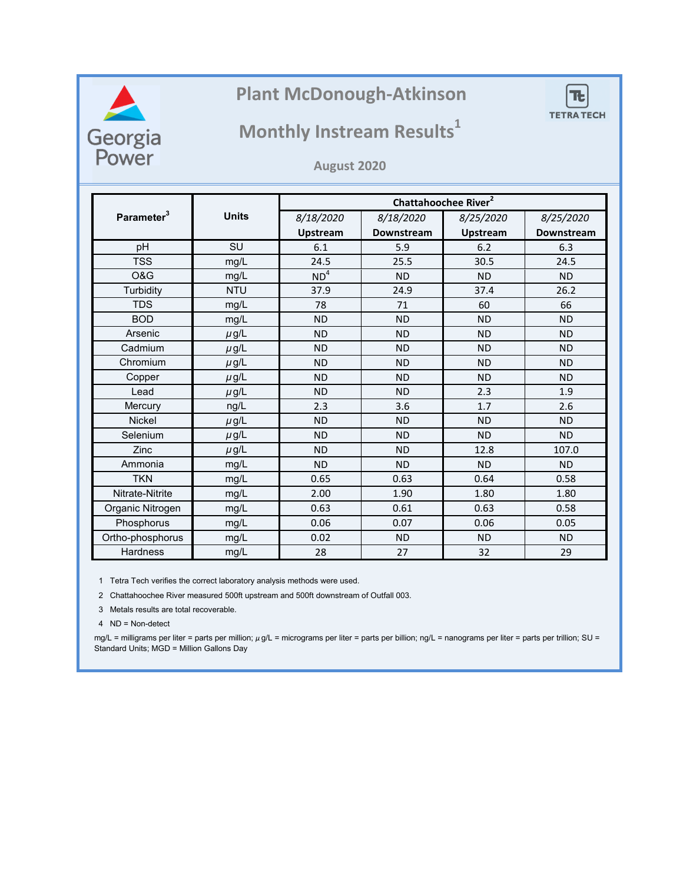# Plant McDonough-Atkinson

## Monthly Instream Results[1]

### August 2020

| Parameter[3] | Units | Chattahoochee River[2] | | | |
|---|---|---|---|---|---|
| | | *8/18/2020* **Upstream** | *8/18/2020* **Downstream** | *8/25/2020* **Upstream** | *8/25/2020* **Downstream** |
| pH | SU | 6.1 | 5.9 | 6.2 | 6.3 |
| TSS | mg/L | 24.5 | 25.5 | 30.5 | 24.5 |
| O&G | mg/L | ND[4] | ND | ND | ND |
| Turbidity | NTU | 37.9 | 24.9 | 37.4 | 26.2 |
| TDS | mg/L | 78 | 71 | 60 | 66 |
| BOD | mg/L | ND | ND | ND | ND |
| Arsenic | μg/L | ND | ND | ND | ND |
| Cadmium | μg/L | ND | ND | ND | ND |
| Chromium | μg/L | ND | ND | ND | ND |
| Copper | μg/L | ND | ND | ND | ND |
| Lead | μg/L | ND | ND | 2.3 | 1.9 |
| Mercury | ng/L | 2.3 | 3.6 | 1.7 | 2.6 |
| Nickel | μg/L | ND | ND | ND | ND |
| Selenium | μg/L | ND | ND | ND | ND |
| Zinc | μg/L | ND | ND | 12.8 | 107.0 |
| Ammonia | mg/L | ND | ND | ND | ND |
| TKN | mg/L | 0.65 | 0.63 | 0.64 | 0.58 |
| Nitrate-Nitrite | mg/L | 2.00 | 1.90 | 1.80 | 1.80 |
| Organic Nitrogen | mg/L | 0.63 | 0.61 | 0.63 | 0.58 |
| Phosphorus | mg/L | 0.06 | 0.07 | 0.06 | 0.05 |
| Ortho-phosphorus | mg/L | 0.02 | ND | ND | ND |
| Hardness | mg/L | 28 | 27 | 32 | 29 |

1 Tetra Tech verifies the correct laboratory analysis methods were used.

2 Chattahoochee River measured 500ft upstream and 500ft downstream of Outfall 003.

3 Metals results are total recoverable.

4 ND = Non-detect

mg/L = milligrams per liter = parts per million; μg/L = micrograms per liter = parts per billion; ng/L = nanograms per liter = parts per trillion; SU = Standard Units; MGD = Million Gallons Day